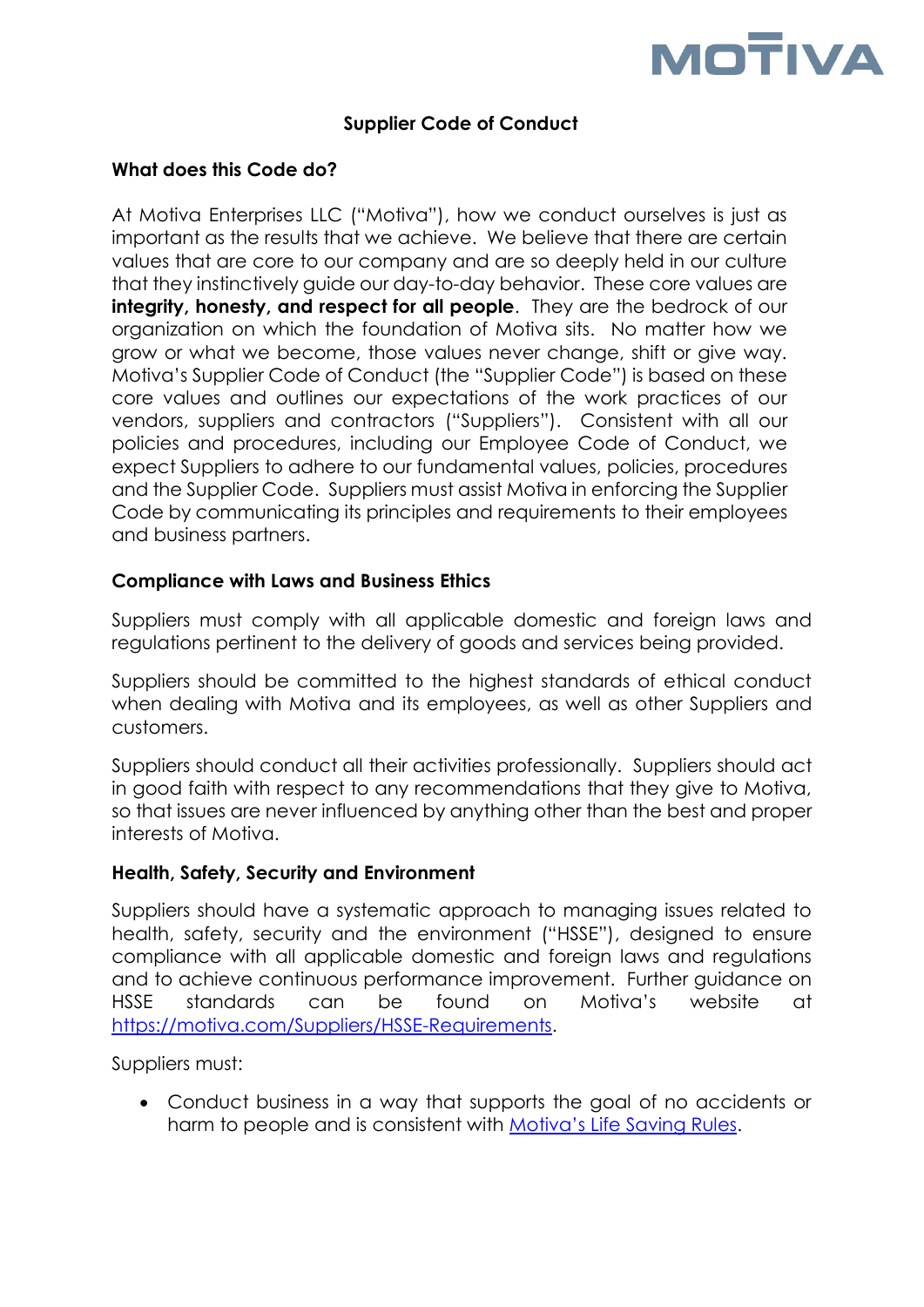# Supplier Code of Conduct

## What does this Code do?

At Motiva Enterprises LLC ("Motiva"), how we conduct ourselves is just as important as the results that we achieve. We believe that there are certain values that are core to our company and are so deeply held in our culture that they instinctively guide our day-to-day behavior. These core values are **integrity, honesty, and respect for all people**. They are the bedrock of our organization on which the foundation of Motiva sits. No matter how we grow or what we become, those values never change, shift or give way. Motiva's Supplier Code of Conduct (the "Supplier Code") is based on these core values and outlines our expectations of the work practices of our vendors, suppliers and contractors ("Suppliers"). Consistent with all our policies and procedures, including our Employee Code of Conduct, we expect Suppliers to adhere to our fundamental values, policies, procedures and the Supplier Code. Suppliers must assist Motiva in enforcing the Supplier Code by communicating its principles and requirements to their employees and business partners.

## Compliance with Laws and Business Ethics

Suppliers must comply with all applicable domestic and foreign laws and regulations pertinent to the delivery of goods and services being provided.

Suppliers should be committed to the highest standards of ethical conduct when dealing with Motiva and its employees, as well as other Suppliers and customers.

Suppliers should conduct all their activities professionally. Suppliers should act in good faith with respect to any recommendations that they give to Motiva, so that issues are never influenced by anything other than the best and proper interests of Motiva.

## Health, Safety, Security and Environment

Suppliers should have a systematic approach to managing issues related to health, safety, security and the environment ("HSSE"), designed to ensure compliance with all applicable domestic and foreign laws and regulations and to achieve continuous performance improvement. Further guidance on HSSE standards can be found on Motiva's website at [https://motiva.com/Suppliers/HSSE-Requirements](https://motiva.com/Suppliers/HSSE-Requirements).

Suppliers must:

- Conduct business in a way that supports the goal of no accidents or harm to people and is consistent with Motiva's Life Saving Rules.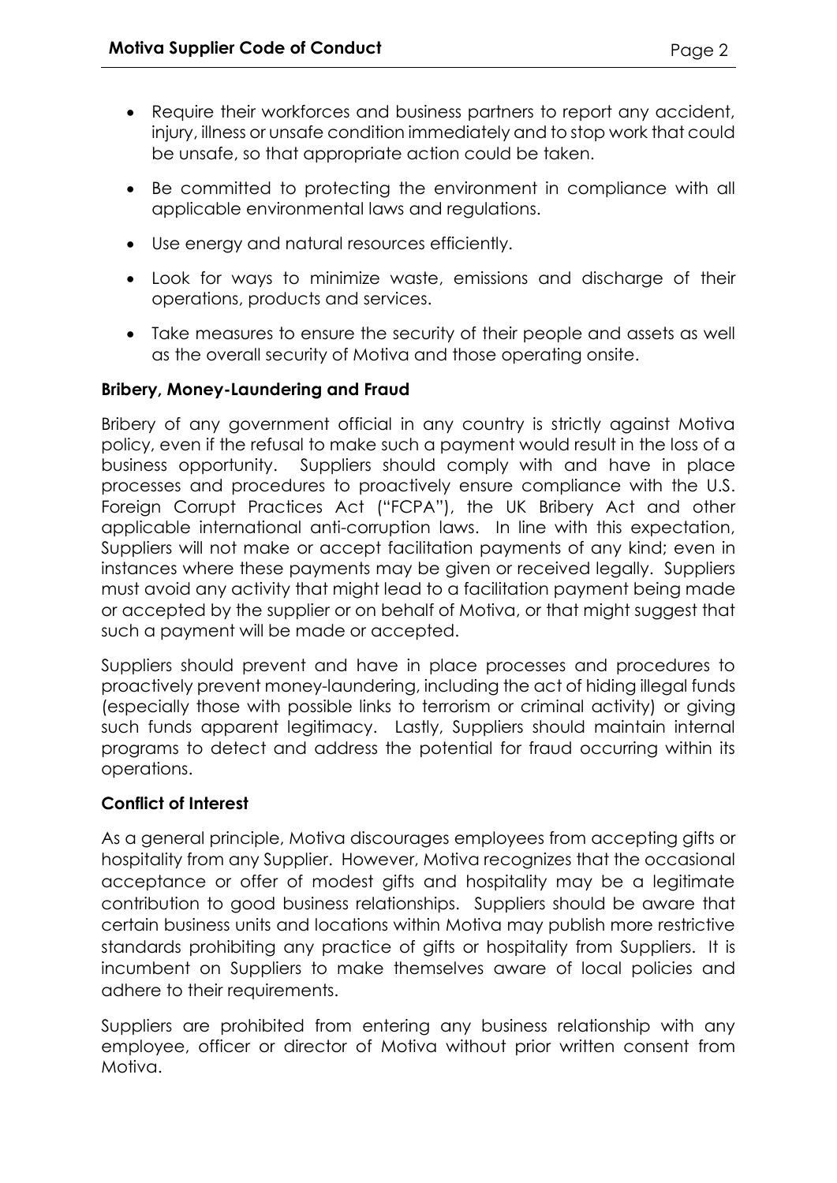- Require their workforces and business partners to report any accident, injury, illness or unsafe condition immediately and to stop work that could be unsafe, so that appropriate action could be taken.
- Be committed to protecting the environment in compliance with all applicable environmental laws and regulations.
- Use energy and natural resources efficiently.
- Look for ways to minimize waste, emissions and discharge of their operations, products and services.
- Take measures to ensure the security of their people and assets as well as the overall security of Motiva and those operating onsite.

**Bribery, Money-Laundering and Fraud**

Bribery of any government official in any country is strictly against Motiva policy, even if the refusal to make such a payment would result in the loss of a business opportunity. Suppliers should comply with and have in place processes and procedures to proactively ensure compliance with the U.S. Foreign Corrupt Practices Act ("FCPA"), the UK Bribery Act and other applicable international anti-corruption laws. In line with this expectation, Suppliers will not make or accept facilitation payments of any kind; even in instances where these payments may be given or received legally. Suppliers must avoid any activity that might lead to a facilitation payment being made or accepted by the supplier or on behalf of Motiva, or that might suggest that such a payment will be made or accepted.

Suppliers should prevent and have in place processes and procedures to proactively prevent money-laundering, including the act of hiding illegal funds (especially those with possible links to terrorism or criminal activity) or giving such funds apparent legitimacy. Lastly, Suppliers should maintain internal programs to detect and address the potential for fraud occurring within its operations.

**Conflict of Interest**

As a general principle, Motiva discourages employees from accepting gifts or hospitality from any Supplier. However, Motiva recognizes that the occasional acceptance or offer of modest gifts and hospitality may be a legitimate contribution to good business relationships. Suppliers should be aware that certain business units and locations within Motiva may publish more restrictive standards prohibiting any practice of gifts or hospitality from Suppliers. It is incumbent on Suppliers to make themselves aware of local policies and adhere to their requirements.

Suppliers are prohibited from entering any business relationship with any employee, officer or director of Motiva without prior written consent from Motiva.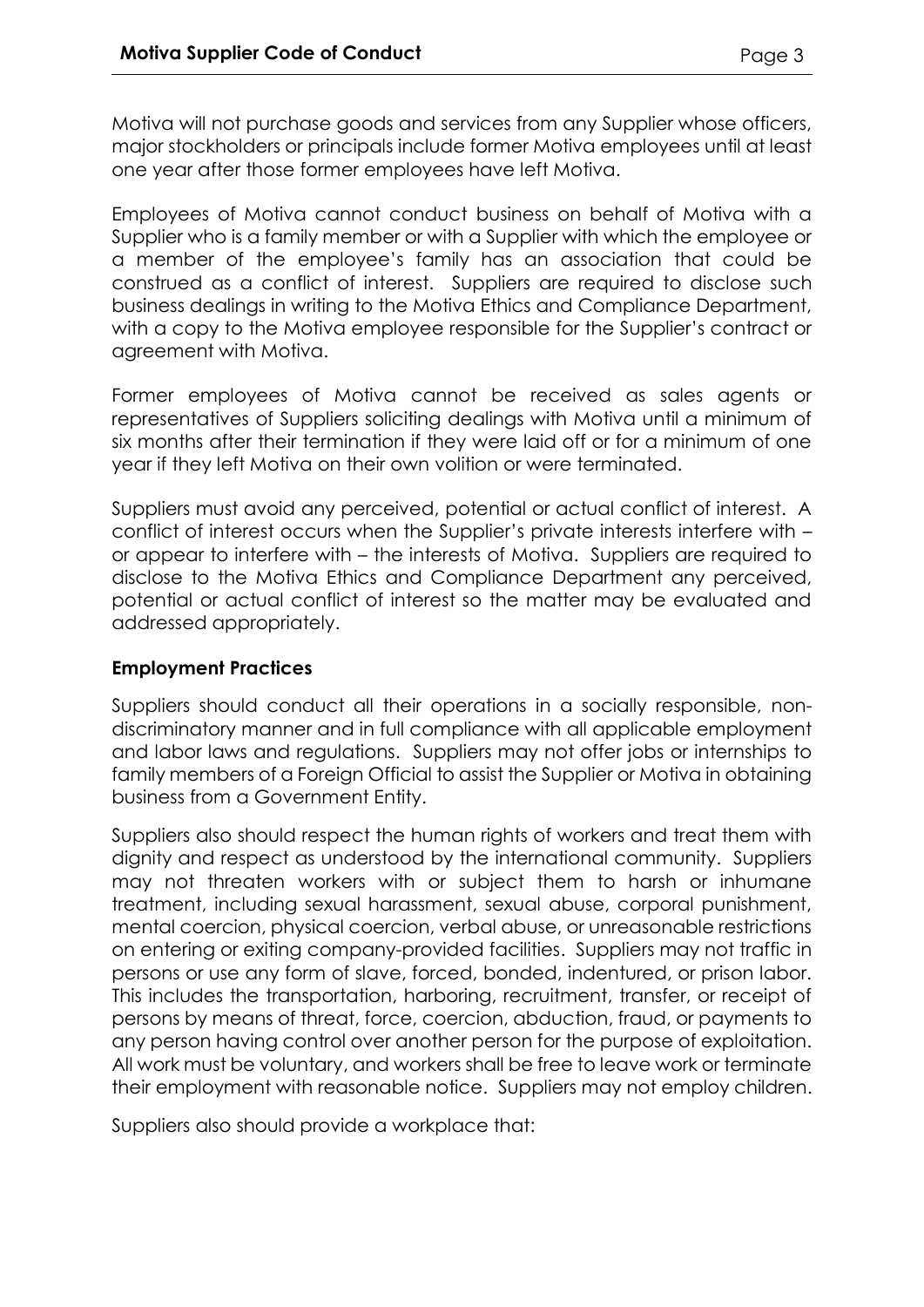Motiva will not purchase goods and services from any Supplier whose officers, major stockholders or principals include former Motiva employees until at least one year after those former employees have left Motiva.

Employees of Motiva cannot conduct business on behalf of Motiva with a Supplier who is a family member or with a Supplier with which the employee or a member of the employee's family has an association that could be construed as a conflict of interest. Suppliers are required to disclose such business dealings in writing to the Motiva Ethics and Compliance Department, with a copy to the Motiva employee responsible for the Supplier's contract or agreement with Motiva.

Former employees of Motiva cannot be received as sales agents or representatives of Suppliers soliciting dealings with Motiva until a minimum of six months after their termination if they were laid off or for a minimum of one year if they left Motiva on their own volition or were terminated.

Suppliers must avoid any perceived, potential or actual conflict of interest. A conflict of interest occurs when the Supplier's private interests interfere with – or appear to interfere with – the interests of Motiva. Suppliers are required to disclose to the Motiva Ethics and Compliance Department any perceived, potential or actual conflict of interest so the matter may be evaluated and addressed appropriately.

**Employment Practices**

Suppliers should conduct all their operations in a socially responsible, non-discriminatory manner and in full compliance with all applicable employment and labor laws and regulations. Suppliers may not offer jobs or internships to family members of a Foreign Official to assist the Supplier or Motiva in obtaining business from a Government Entity.

Suppliers also should respect the human rights of workers and treat them with dignity and respect as understood by the international community. Suppliers may not threaten workers with or subject them to harsh or inhumane treatment, including sexual harassment, sexual abuse, corporal punishment, mental coercion, physical coercion, verbal abuse, or unreasonable restrictions on entering or exiting company-provided facilities. Suppliers may not traffic in persons or use any form of slave, forced, bonded, indentured, or prison labor. This includes the transportation, harboring, recruitment, transfer, or receipt of persons by means of threat, force, coercion, abduction, fraud, or payments to any person having control over another person for the purpose of exploitation. All work must be voluntary, and workers shall be free to leave work or terminate their employment with reasonable notice. Suppliers may not employ children.

Suppliers also should provide a workplace that: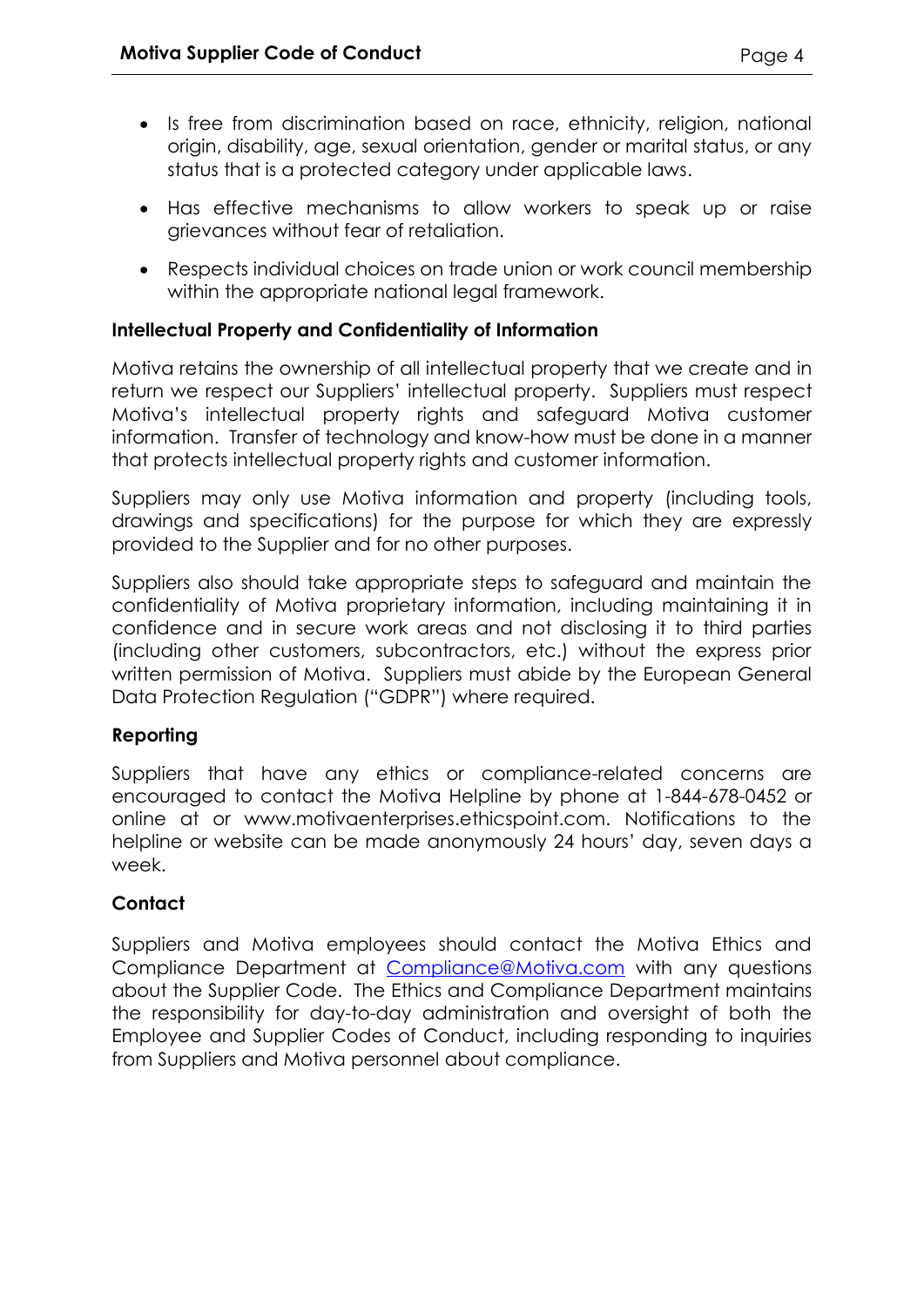- Is free from discrimination based on race, ethnicity, religion, national origin, disability, age, sexual orientation, gender or marital status, or any status that is a protected category under applicable laws.
- Has effective mechanisms to allow workers to speak up or raise grievances without fear of retaliation.
- Respects individual choices on trade union or work council membership within the appropriate national legal framework.

**Intellectual Property and Confidentiality of Information**

Motiva retains the ownership of all intellectual property that we create and in return we respect our Suppliers' intellectual property. Suppliers must respect Motiva's intellectual property rights and safeguard Motiva customer information. Transfer of technology and know-how must be done in a manner that protects intellectual property rights and customer information.

Suppliers may only use Motiva information and property (including tools, drawings and specifications) for the purpose for which they are expressly provided to the Supplier and for no other purposes.

Suppliers also should take appropriate steps to safeguard and maintain the confidentiality of Motiva proprietary information, including maintaining it in confidence and in secure work areas and not disclosing it to third parties (including other customers, subcontractors, etc.) without the express prior written permission of Motiva. Suppliers must abide by the European General Data Protection Regulation ("GDPR") where required.

**Reporting**

Suppliers that have any ethics or compliance-related concerns are encouraged to contact the Motiva Helpline by phone at 1-844-678-0452 or online at or www.motivaenterprises.ethicspoint.com. Notifications to the helpline or website can be made anonymously 24 hours' day, seven days a week.

**Contact**

Suppliers and Motiva employees should contact the Motiva Ethics and Compliance Department at Compliance@Motiva.com with any questions about the Supplier Code. The Ethics and Compliance Department maintains the responsibility for day-to-day administration and oversight of both the Employee and Supplier Codes of Conduct, including responding to inquiries from Suppliers and Motiva personnel about compliance.